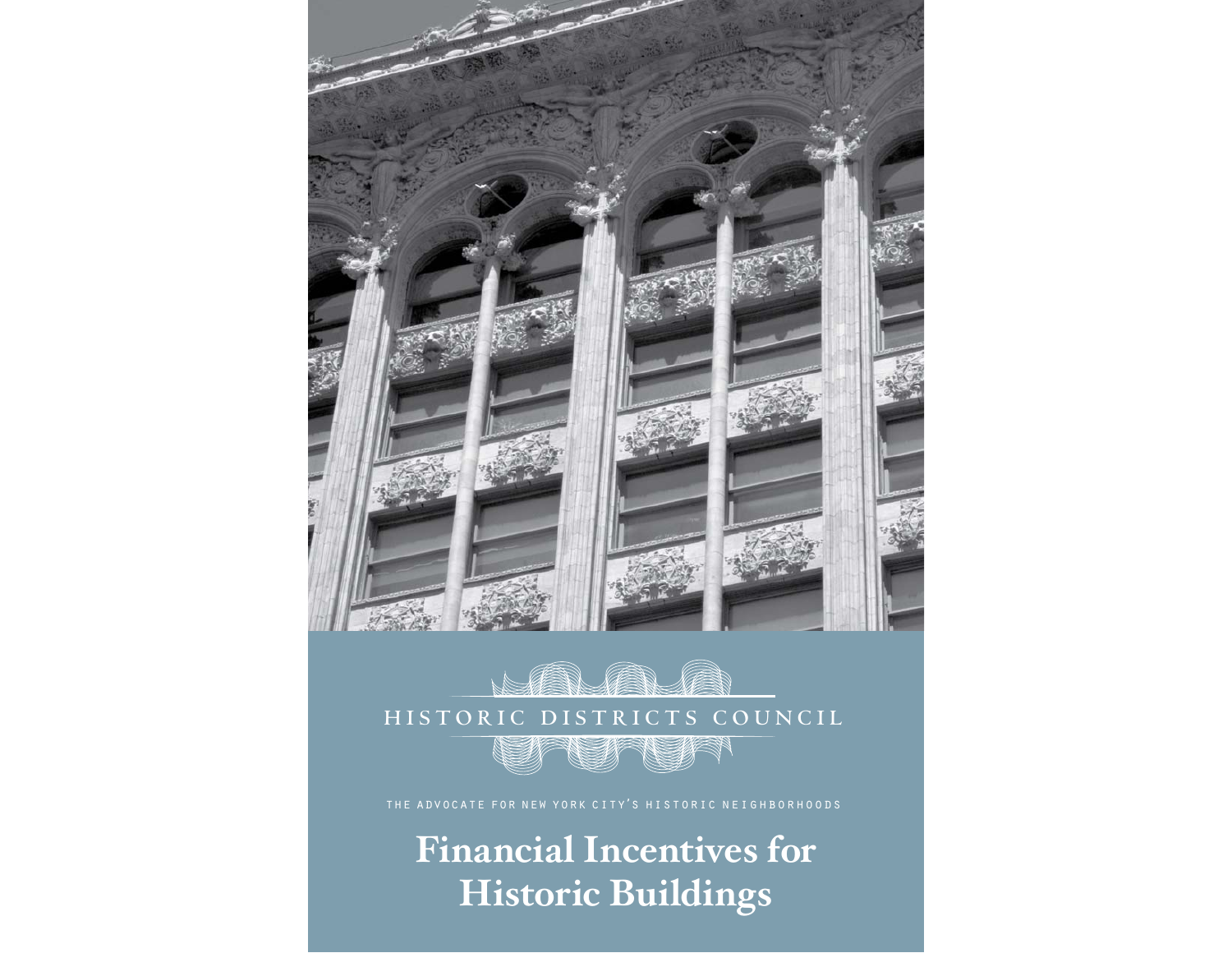HISTORIC DISTRICTS COUNCIL

THE ADVOCATE FOR NEW YORK CITY'S HISTORIC NEIGHBORHOODS

# Financial Incentives for Historic Buildings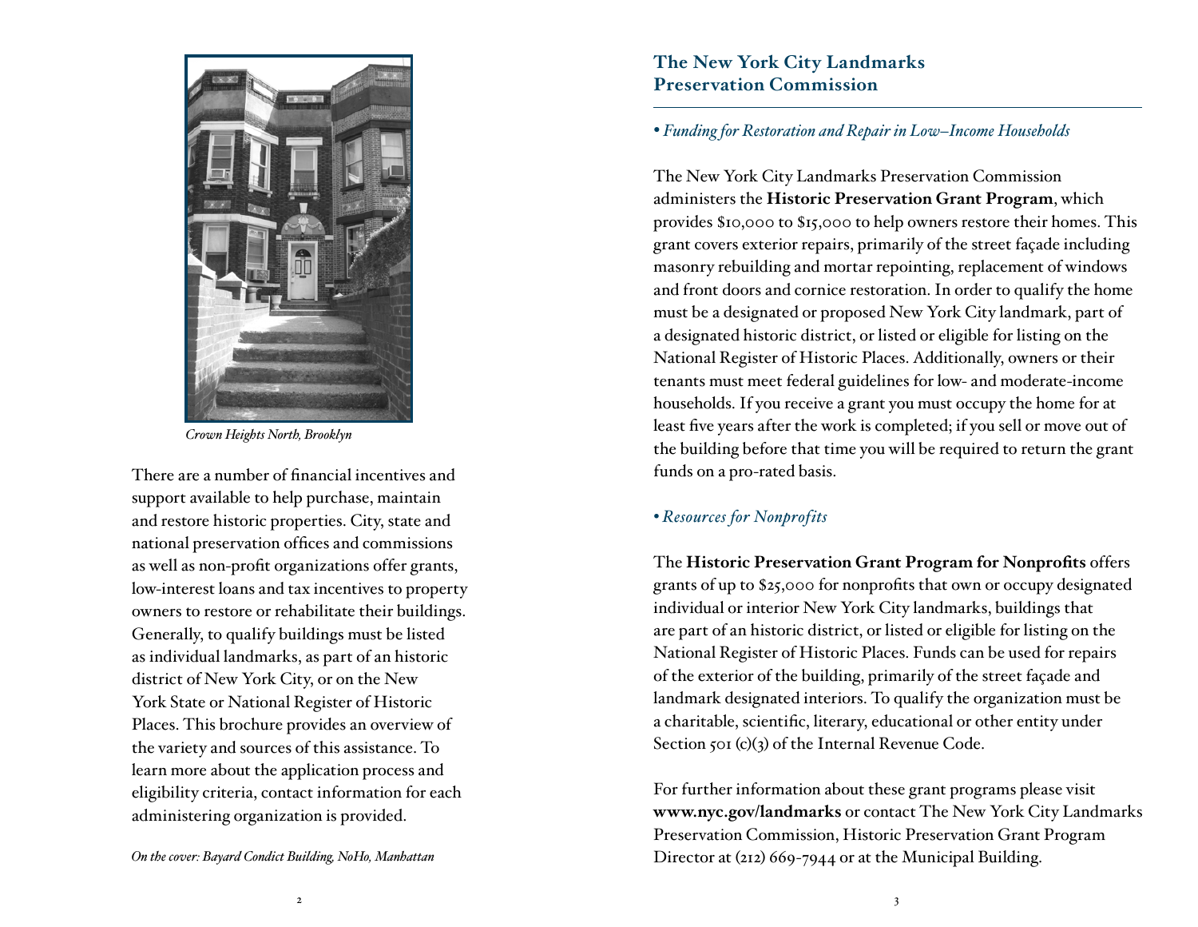*Crown Heights North, Brooklyn*

There are a number of financial incentives and support available to help purchase, maintain and restore historic properties. City, state and national preservation offices and commissions as well as non-profit organizations offer grants, low-interest loans and tax incentives to property owners to restore or rehabilitate their buildings. Generally, to qualify buildings must be listed as individual landmarks, as part of an historic district of New York City, or on the New York State or National Register of Historic Places. This brochure provides an overview of the variety and sources of this assistance. To learn more about the application process and eligibility criteria, contact information for each administering organization is provided.

*On the cover: Bayard Condict Building, NoHo, Manhattan*

## The New York City Landmarks Preservation Commission

• *Funding for Restoration and Repair in Low–Income Households*

The New York City Landmarks Preservation Commission administers the **Historic Preservation Grant Program**, which provides $10,000 to $15,000 to help owners restore their homes. This grant covers exterior repairs, primarily of the street façade including masonry rebuilding and mortar repointing, replacement of windows and front doors and cornice restoration. In order to qualify the home must be a designated or proposed New York City landmark, part of a designated historic district, or listed or eligible for listing on the National Register of Historic Places. Additionally, owners or their tenants must meet federal guidelines for low- and moderate-income households. If you receive a grant you must occupy the home for at least five years after the work is completed; if you sell or move out of the building before that time you will be required to return the grant funds on a pro-rated basis.

• *Resources for Nonprofits*

The **Historic Preservation Grant Program for Nonprofits** offers grants of up to $25,000 for nonprofits that own or occupy designated individual or interior New York City landmarks, buildings that are part of an historic district, or listed or eligible for listing on the National Register of Historic Places. Funds can be used for repairs of the exterior of the building, primarily of the street façade and landmark designated interiors. To qualify the organization must be a charitable, scientific, literary, educational or other entity under Section 501 (c)(3) of the Internal Revenue Code.

For further information about these grant programs please visit **www.nyc.gov/landmarks** or contact The New York City Landmarks Preservation Commission, Historic Preservation Grant Program Director at (212) 669-7944 or at the Municipal Building.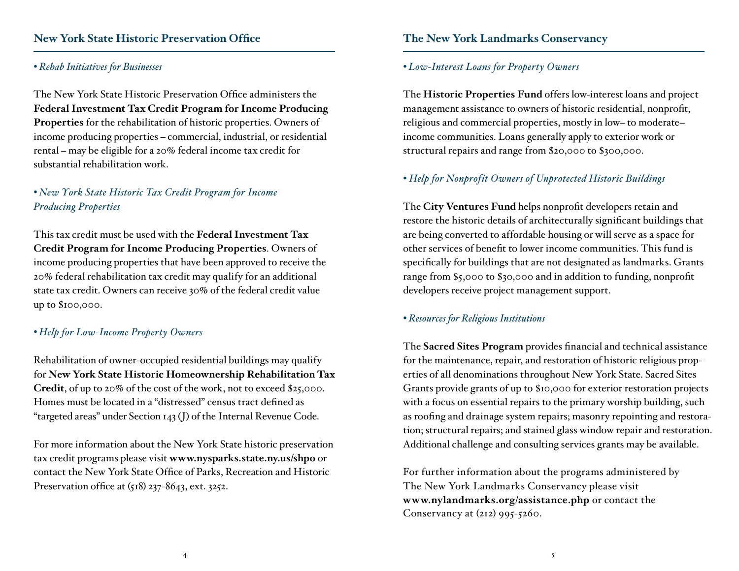## New York State Historic Preservation Office

*• Rehab Initiatives for Businesses*

The New York State Historic Preservation Office administers the **Federal Investment Tax Credit Program for Income Producing Properties** for the rehabilitation of historic properties. Owners of income producing properties – commercial, industrial, or residential rental – may be eligible for a 20% federal income tax credit for substantial rehabilitation work.

*• New York State Historic Tax Credit Program for Income Producing Properties*

This tax credit must be used with the **Federal Investment Tax Credit Program for Income Producing Properties**. Owners of income producing properties that have been approved to receive the 20% federal rehabilitation tax credit may qualify for an additional state tax credit. Owners can receive 30% of the federal credit value up to $100,000.

*• Help for Low-Income Property Owners*

Rehabilitation of owner-occupied residential buildings may qualify for **New York State Historic Homeownership Rehabilitation Tax Credit**, of up to 20% of the cost of the work, not to exceed $25,000. Homes must be located in a "distressed" census tract defined as "targeted areas" under Section 143 (J) of the Internal Revenue Code.

For more information about the New York State historic preservation tax credit programs please visit **www.nysparks.state.ny.us/shpo** or contact the New York State Office of Parks, Recreation and Historic Preservation office at (518) 237-8643, ext. 3252.

## The New York Landmarks Conservancy

*• Low-Interest Loans for Property Owners*

The **Historic Properties Fund** offers low-interest loans and project management assistance to owners of historic residential, nonprofit, religious and commercial properties, mostly in low– to moderate–income communities. Loans generally apply to exterior work or structural repairs and range from $20,000 to $300,000.

*• Help for Nonprofit Owners of Unprotected Historic Buildings*

The **City Ventures Fund** helps nonprofit developers retain and restore the historic details of architecturally significant buildings that are being converted to affordable housing or will serve as a space for other services of benefit to lower income communities. This fund is specifically for buildings that are not designated as landmarks. Grants range from $5,000 to $30,000 and in addition to funding, nonprofit developers receive project management support.

*• Resources for Religious Institutions*

The **Sacred Sites Program** provides financial and technical assistance for the maintenance, repair, and restoration of historic religious properties of all denominations throughout New York State. Sacred Sites Grants provide grants of up to $10,000 for exterior restoration projects with a focus on essential repairs to the primary worship building, such as roofing and drainage system repairs; masonry repointing and restoration; structural repairs; and stained glass window repair and restoration. Additional challenge and consulting services grants may be available.

For further information about the programs administered by The New York Landmarks Conservancy please visit **www.nylandmarks.org/assistance.php** or contact the Conservancy at (212) 995-5260.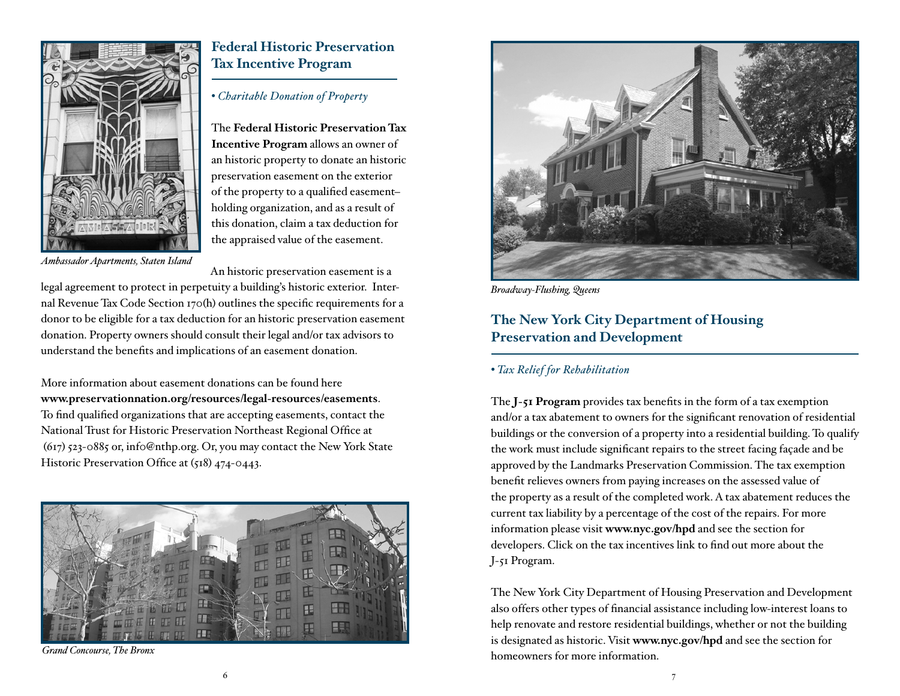Ambassador Apartments, Staten Island

## Federal Historic Preservation Tax Incentive Program

*• Charitable Donation of Property*

The **Federal Historic Preservation Tax Incentive Program** allows an owner of an historic property to donate an historic preservation easement on the exterior of the property to a qualified easement–holding organization, and as a result of this donation, claim a tax deduction for the appraised value of the easement.

An historic preservation easement is a legal agreement to protect in perpetuity a building's historic exterior. Internal Revenue Tax Code Section 170(h) outlines the specific requirements for a donor to be eligible for a tax deduction for an historic preservation easement donation. Property owners should consult their legal and/or tax advisors to understand the benefits and implications of an easement donation.

More information about easement donations can be found here **www.preservationnation.org/resources/legal-resources/easements**. To find qualified organizations that are accepting easements, contact the National Trust for Historic Preservation Northeast Regional Office at (617) 523-0885 or, info@nthp.org. Or, you may contact the New York State Historic Preservation Office at (518) 474-0443.

Grand Concourse, The Bronx

Broadway-Flushing, Queens

## The New York City Department of Housing Preservation and Development

*• Tax Relief for Rehabilitation*

The **J-51 Program** provides tax benefits in the form of a tax exemption and/or a tax abatement to owners for the significant renovation of residential buildings or the conversion of a property into a residential building. To qualify the work must include significant repairs to the street facing façade and be approved by the Landmarks Preservation Commission. The tax exemption benefit relieves owners from paying increases on the assessed value of the property as a result of the completed work. A tax abatement reduces the current tax liability by a percentage of the cost of the repairs. For more information please visit **www.nyc.gov/hpd** and see the section for developers. Click on the tax incentives link to find out more about the J-51 Program.

The New York City Department of Housing Preservation and Development also offers other types of financial assistance including low-interest loans to help renovate and restore residential buildings, whether or not the building is designated as historic. Visit **www.nyc.gov/hpd** and see the section for homeowners for more information.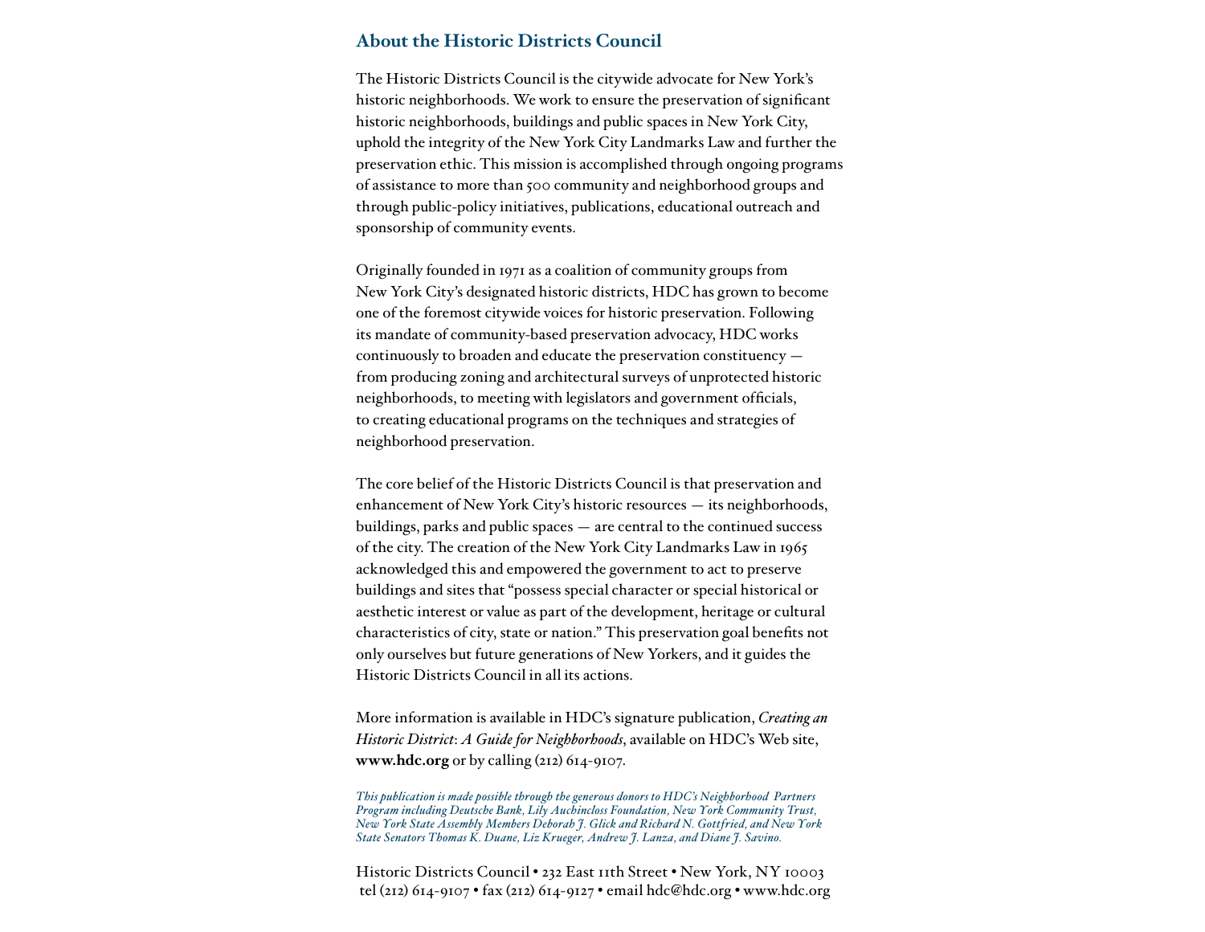## About the Historic Districts Council

The Historic Districts Council is the citywide advocate for New York's historic neighborhoods. We work to ensure the preservation of significant historic neighborhoods, buildings and public spaces in New York City, uphold the integrity of the New York City Landmarks Law and further the preservation ethic. This mission is accomplished through ongoing programs of assistance to more than 500 community and neighborhood groups and through public-policy initiatives, publications, educational outreach and sponsorship of community events.

Originally founded in 1971 as a coalition of community groups from New York City's designated historic districts, HDC has grown to become one of the foremost citywide voices for historic preservation. Following its mandate of community-based preservation advocacy, HDC works continuously to broaden and educate the preservation constituency — from producing zoning and architectural surveys of unprotected historic neighborhoods, to meeting with legislators and government officials, to creating educational programs on the techniques and strategies of neighborhood preservation.

The core belief of the Historic Districts Council is that preservation and enhancement of New York City's historic resources — its neighborhoods, buildings, parks and public spaces — are central to the continued success of the city. The creation of the New York City Landmarks Law in 1965 acknowledged this and empowered the government to act to preserve buildings and sites that "possess special character or special historical or aesthetic interest or value as part of the development, heritage or cultural characteristics of city, state or nation." This preservation goal benefits not only ourselves but future generations of New Yorkers, and it guides the Historic Districts Council in all its actions.

More information is available in HDC's signature publication, *Creating an Historic District: A Guide for Neighborhoods*, available on HDC's Web site, **www.hdc.org** or by calling (212) 614-9107.

*This publication is made possible through the generous donors to HDC's Neighborhood Partners Program including Deutsche Bank, Lily Auchincloss Foundation, New York Community Trust, New York State Assembly Members Deborah J. Glick and Richard N. Gottfried, and New York State Senators Thomas K. Duane, Liz Krueger, Andrew J. Lanza, and Diane J. Savino.*

Historic Districts Council • 232 East 11th Street • New York, NY 10003
tel (212) 614-9107 • fax (212) 614-9127 • email hdc@hdc.org • www.hdc.org